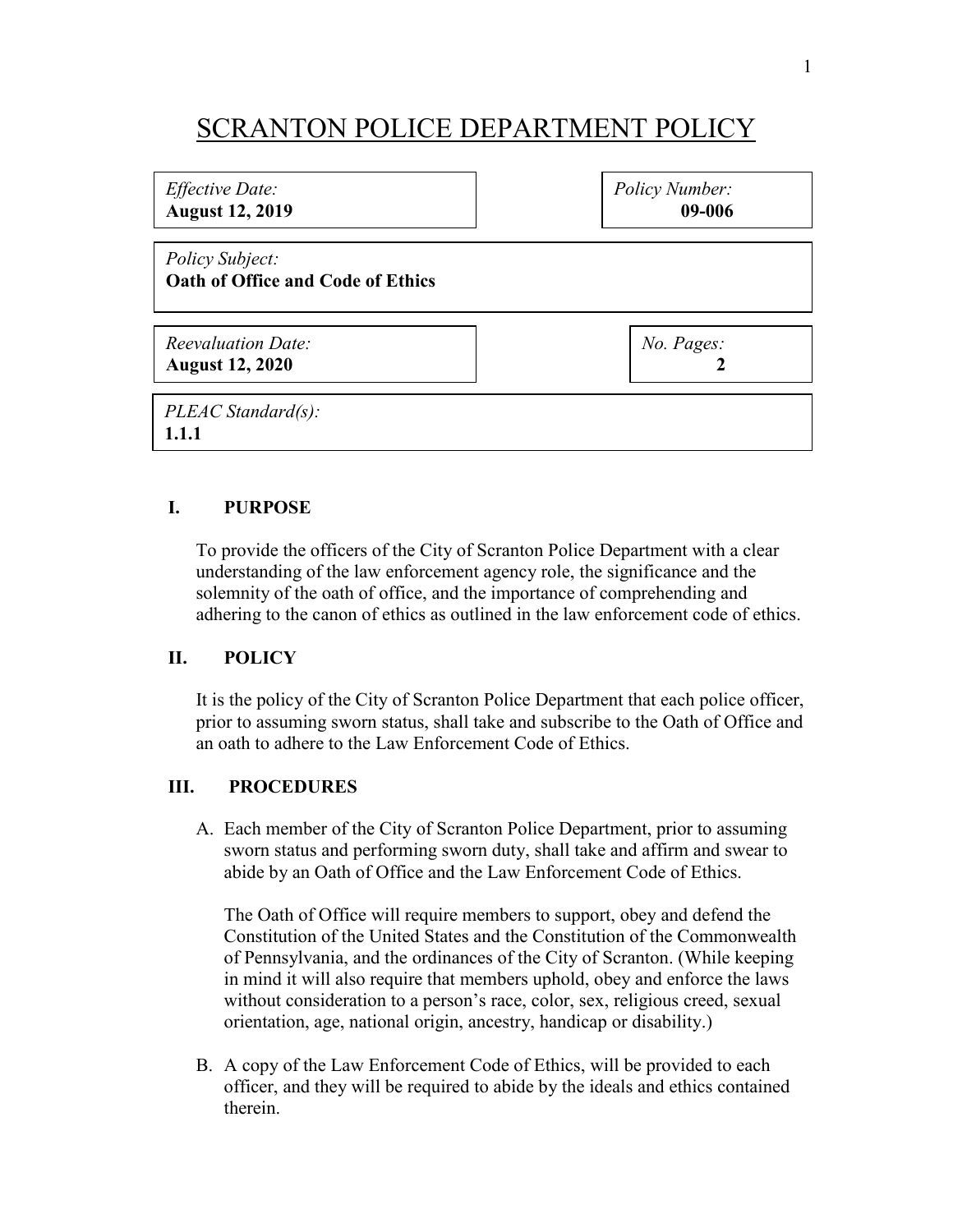# SCRANTON POLICE DEPARTMENT POLICY

| *Effective Date:* **August 12, 2019** | *Policy Number:* **09-006** |
| --- | --- |
| *Policy Subject:* **Oath of Office and Code of Ethics** | |
| *Reevaluation Date:* **August 12, 2020** | *No. Pages:* **2** |
| *PLEAC Standard(s):* **1.1.1** | |

## I. PURPOSE

To provide the officers of the City of Scranton Police Department with a clear understanding of the law enforcement agency role, the significance and the solemnity of the oath of office, and the importance of comprehending and adhering to the canon of ethics as outlined in the law enforcement code of ethics.

## II. POLICY

It is the policy of the City of Scranton Police Department that each police officer, prior to assuming sworn status, shall take and subscribe to the Oath of Office and an oath to adhere to the Law Enforcement Code of Ethics.

## III. PROCEDURES

A. Each member of the City of Scranton Police Department, prior to assuming sworn status and performing sworn duty, shall take and affirm and swear to abide by an Oath of Office and the Law Enforcement Code of Ethics.

   The Oath of Office will require members to support, obey and defend the Constitution of the United States and the Constitution of the Commonwealth of Pennsylvania, and the ordinances of the City of Scranton. (While keeping in mind it will also require that members uphold, obey and enforce the laws without consideration to a person's race, color, sex, religious creed, sexual orientation, age, national origin, ancestry, handicap or disability.)

B. A copy of the Law Enforcement Code of Ethics, will be provided to each officer, and they will be required to abide by the ideals and ethics contained therein.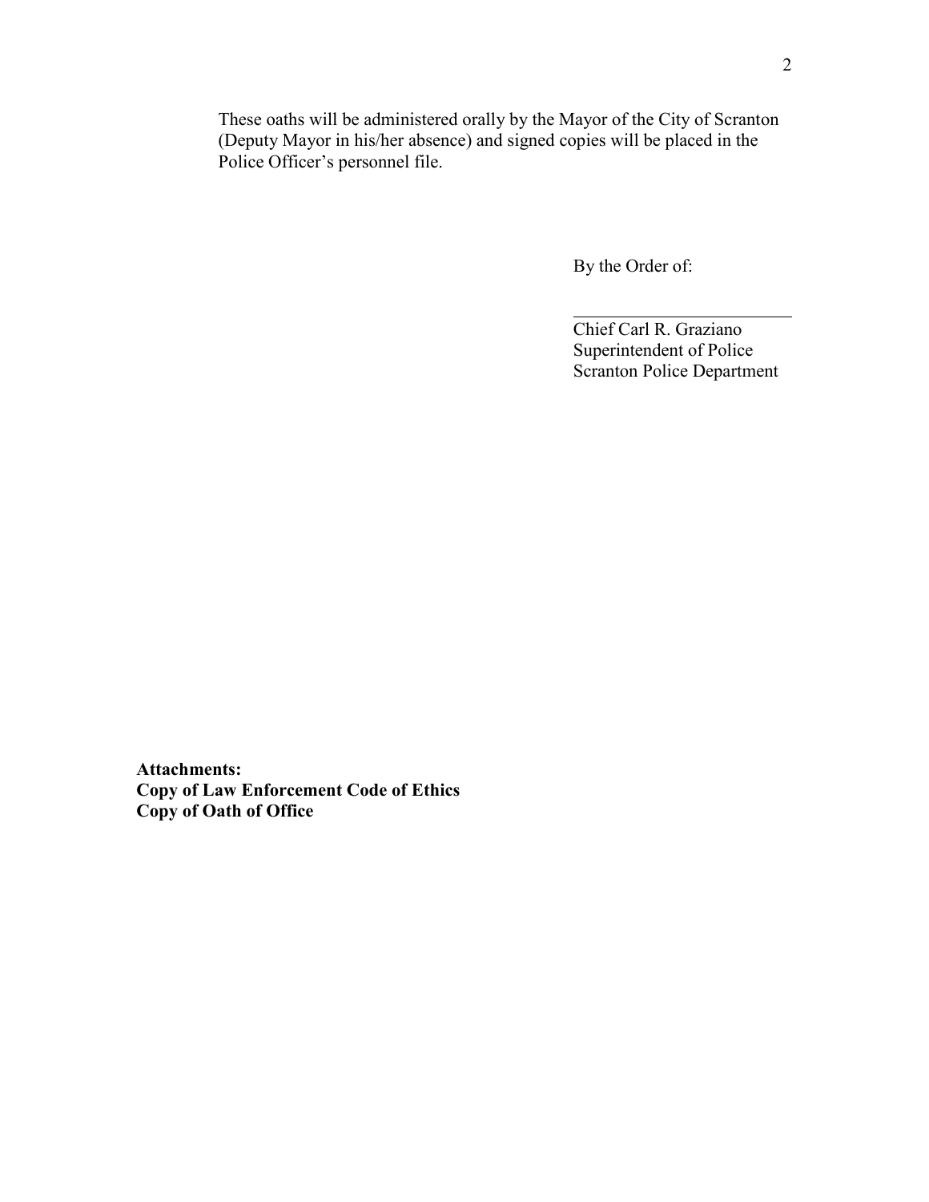These oaths will be administered orally by the Mayor of the City of Scranton (Deputy Mayor in his/her absence) and signed copies will be placed in the Police Officer's personnel file.

By the Order of:

\_\_\_\_\_\_\_\_\_\_\_\_\_\_\_\_\_\_\_\_\_\_\_\_

Chief Carl R. Graziano
Superintendent of Police
Scranton Police Department

**Attachments:**
**Copy of Law Enforcement Code of Ethics**
**Copy of Oath of Office**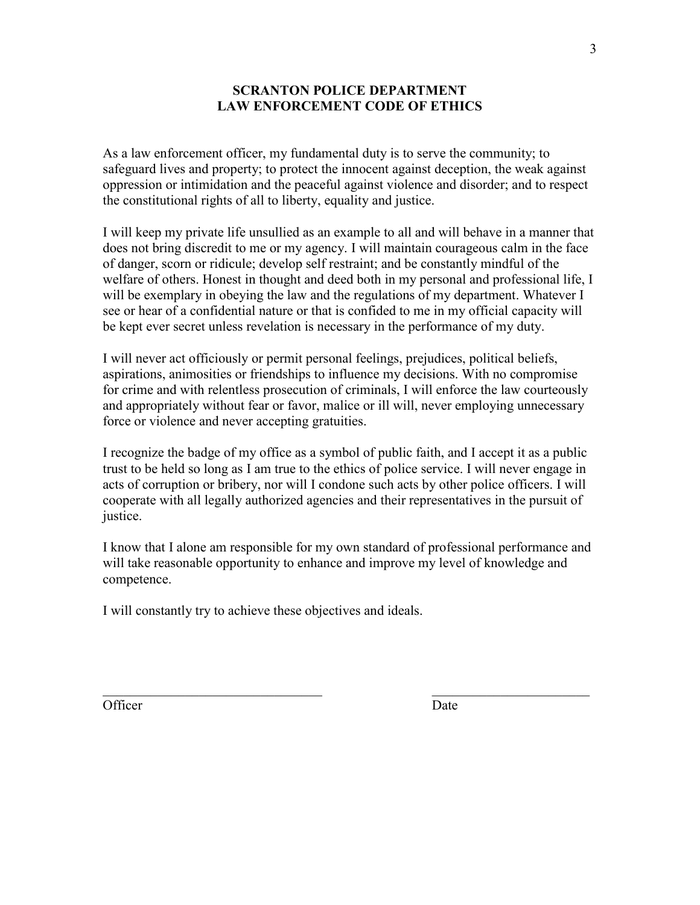# SCRANTON POLICE DEPARTMENT
# LAW ENFORCEMENT CODE OF ETHICS

As a law enforcement officer, my fundamental duty is to serve the community; to safeguard lives and property; to protect the innocent against deception, the weak against oppression or intimidation and the peaceful against violence and disorder; and to respect the constitutional rights of all to liberty, equality and justice.

I will keep my private life unsullied as an example to all and will behave in a manner that does not bring discredit to me or my agency. I will maintain courageous calm in the face of danger, scorn or ridicule; develop self restraint; and be constantly mindful of the welfare of others. Honest in thought and deed both in my personal and professional life, I will be exemplary in obeying the law and the regulations of my department. Whatever I see or hear of a confidential nature or that is confided to me in my official capacity will be kept ever secret unless revelation is necessary in the performance of my duty.

I will never act officiously or permit personal feelings, prejudices, political beliefs, aspirations, animosities or friendships to influence my decisions. With no compromise for crime and with relentless prosecution of criminals, I will enforce the law courteously and appropriately without fear or favor, malice or ill will, never employing unnecessary force or violence and never accepting gratuities.

I recognize the badge of my office as a symbol of public faith, and I accept it as a public trust to be held so long as I am true to the ethics of police service. I will never engage in acts of corruption or bribery, nor will I condone such acts by other police officers. I will cooperate with all legally authorized agencies and their representatives in the pursuit of justice.

I know that I alone am responsible for my own standard of professional performance and will take reasonable opportunity to enhance and improve my level of knowledge and competence.

I will constantly try to achieve these objectives and ideals.

\_\_\_\_\_\_\_\_\_\_\_\_\_\_\_\_\_\_\_\_\_\_\_\_\_\_\_\_\_\_ \_\_\_\_\_\_\_\_\_\_\_\_\_\_\_\_\_\_\_\_\_\_

Officer Date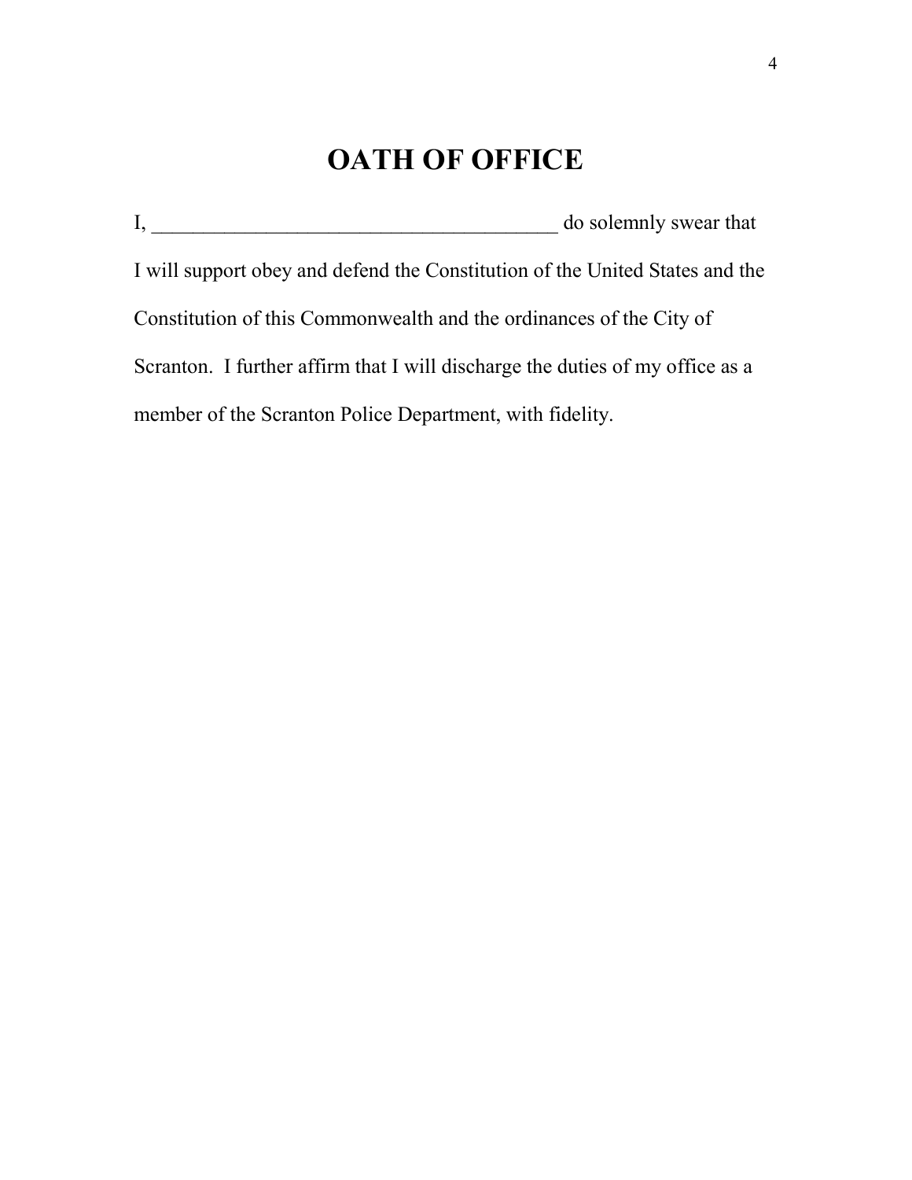# OATH OF OFFICE

I, ________________________________________ do solemnly swear that I will support obey and defend the Constitution of the United States and the Constitution of this Commonwealth and the ordinances of the City of Scranton. I further affirm that I will discharge the duties of my office as a member of the Scranton Police Department, with fidelity.